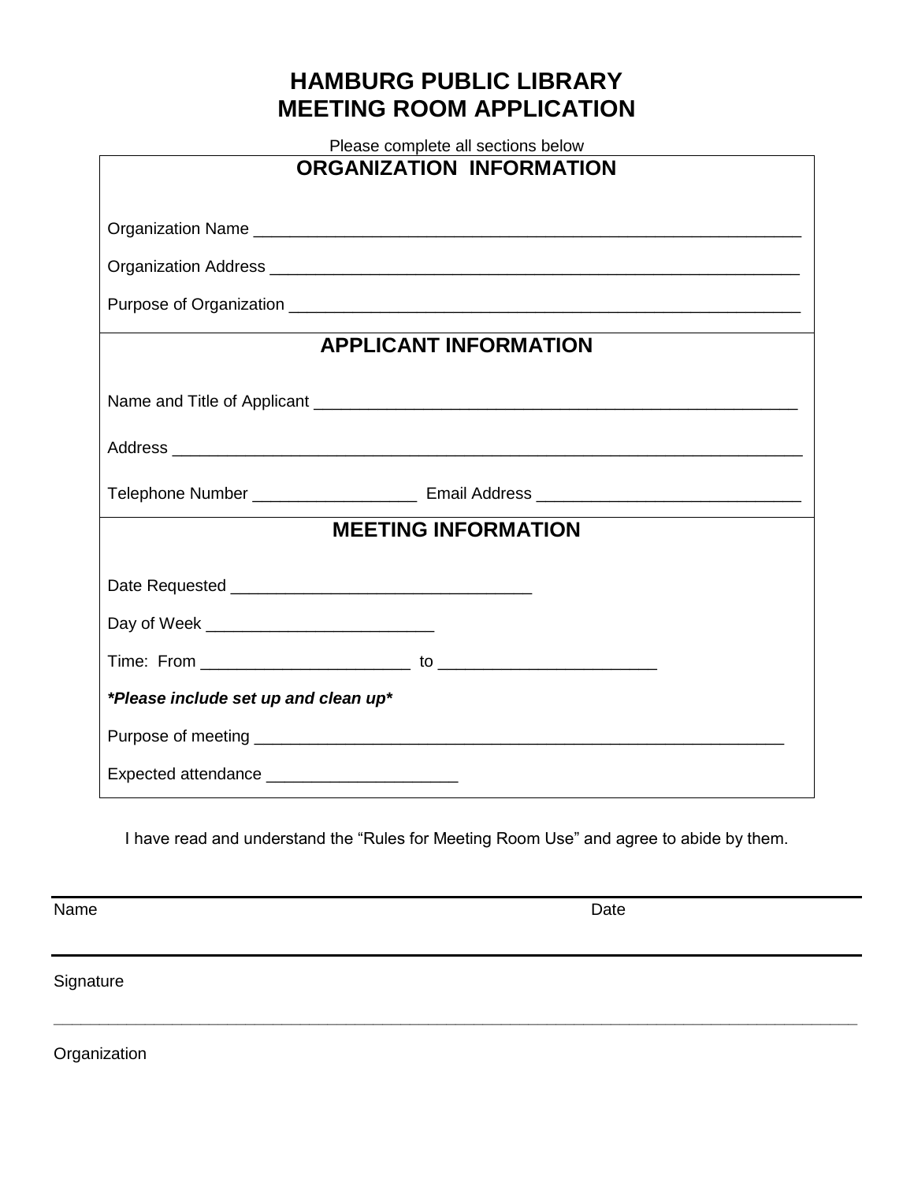# HAMBURG PUBLIC LIBRARY
# MEETING ROOM APPLICATION

Please complete all sections below

## ORGANIZATION INFORMATION

Organization Name ____________________________________________________________

Organization Address __________________________________________________________

Purpose of Organization _______________________________________________________

## APPLICANT INFORMATION

Name and Title of Applicant ____________________________________________________

Address ______________________________________________________________________

Telephone Number __________________ Email Address _____________________________

## MEETING INFORMATION

Date Requested ________________________________

Day of Week _________________________

Time: From ______________________ to _______________________

***Please include set up and clean up***

Purpose of meeting ___________________________________________________________

Expected attendance _____________________

I have read and understand the "Rules for Meeting Room Use" and agree to abide by them.

______________________________________________________________________________

Name Date

______________________________________________________________________________

Signature

______________________________________________________________________________

Organization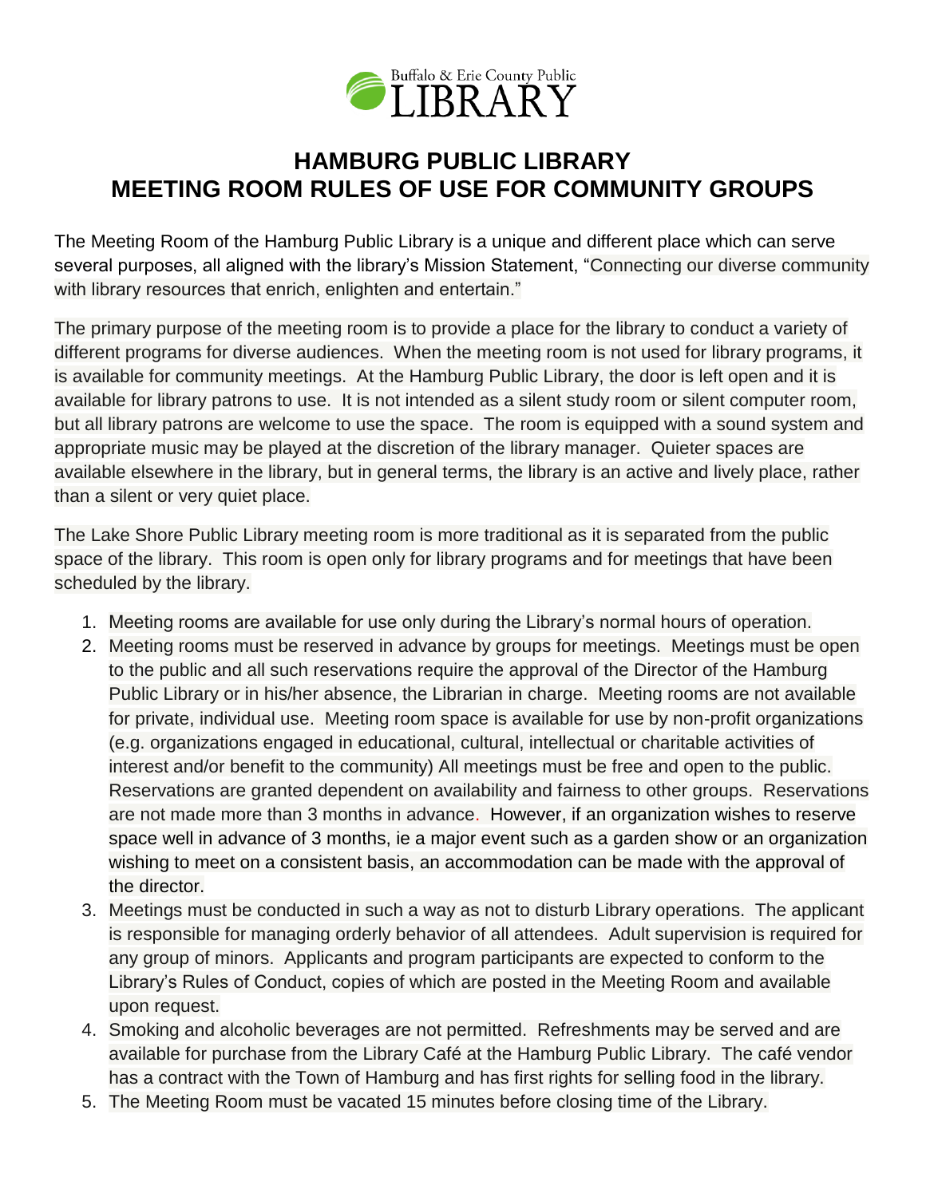Buffalo & Erie County Public LIBRARY

# HAMBURG PUBLIC LIBRARY
# MEETING ROOM RULES OF USE FOR COMMUNITY GROUPS

The Meeting Room of the Hamburg Public Library is a unique and different place which can serve several purposes, all aligned with the library's Mission Statement, "Connecting our diverse community with library resources that enrich, enlighten and entertain."

The primary purpose of the meeting room is to provide a place for the library to conduct a variety of different programs for diverse audiences. When the meeting room is not used for library programs, it is available for community meetings. At the Hamburg Public Library, the door is left open and it is available for library patrons to use. It is not intended as a silent study room or silent computer room, but all library patrons are welcome to use the space. The room is equipped with a sound system and appropriate music may be played at the discretion of the library manager. Quieter spaces are available elsewhere in the library, but in general terms, the library is an active and lively place, rather than a silent or very quiet place.

The Lake Shore Public Library meeting room is more traditional as it is separated from the public space of the library. This room is open only for library programs and for meetings that have been scheduled by the library.

1. Meeting rooms are available for use only during the Library's normal hours of operation.
2. Meeting rooms must be reserved in advance by groups for meetings. Meetings must be open to the public and all such reservations require the approval of the Director of the Hamburg Public Library or in his/her absence, the Librarian in charge. Meeting rooms are not available for private, individual use. Meeting room space is available for use by non-profit organizations (e.g. organizations engaged in educational, cultural, intellectual or charitable activities of interest and/or benefit to the community) All meetings must be free and open to the public. Reservations are granted dependent on availability and fairness to other groups. Reservations are not made more than 3 months in advance. However, if an organization wishes to reserve space well in advance of 3 months, ie a major event such as a garden show or an organization wishing to meet on a consistent basis, an accommodation can be made with the approval of the director.
3. Meetings must be conducted in such a way as not to disturb Library operations. The applicant is responsible for managing orderly behavior of all attendees. Adult supervision is required for any group of minors. Applicants and program participants are expected to conform to the Library's Rules of Conduct, copies of which are posted in the Meeting Room and available upon request.
4. Smoking and alcoholic beverages are not permitted. Refreshments may be served and are available for purchase from the Library Café at the Hamburg Public Library. The café vendor has a contract with the Town of Hamburg and has first rights for selling food in the library.
5. The Meeting Room must be vacated 15 minutes before closing time of the Library.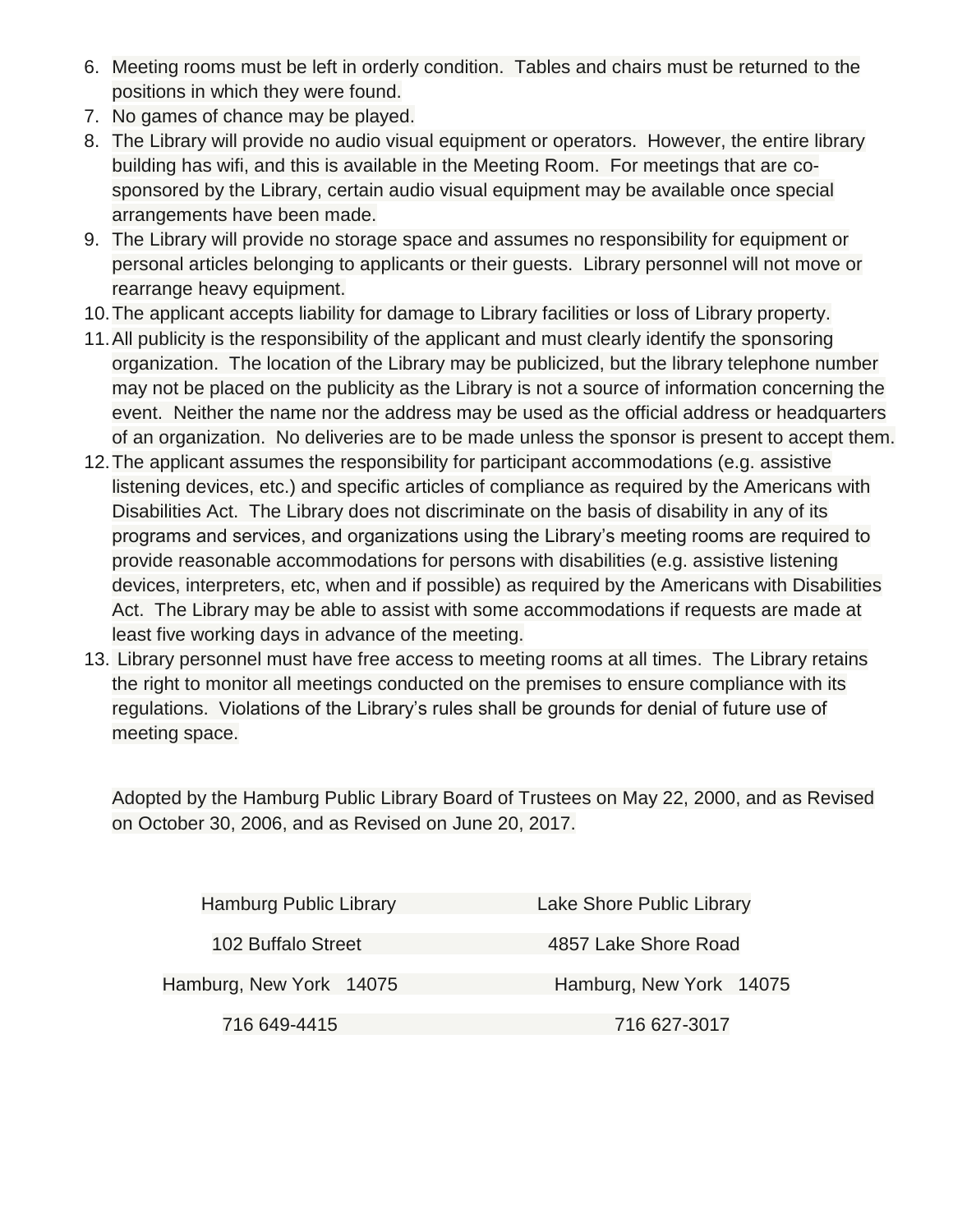6. Meeting rooms must be left in orderly condition. Tables and chairs must be returned to the positions in which they were found.
7. No games of chance may be played.
8. The Library will provide no audio visual equipment or operators. However, the entire library building has wifi, and this is available in the Meeting Room. For meetings that are co-sponsored by the Library, certain audio visual equipment may be available once special arrangements have been made.
9. The Library will provide no storage space and assumes no responsibility for equipment or personal articles belonging to applicants or their guests. Library personnel will not move or rearrange heavy equipment.
10. The applicant accepts liability for damage to Library facilities or loss of Library property.
11. All publicity is the responsibility of the applicant and must clearly identify the sponsoring organization. The location of the Library may be publicized, but the library telephone number may not be placed on the publicity as the Library is not a source of information concerning the event. Neither the name nor the address may be used as the official address or headquarters of an organization. No deliveries are to be made unless the sponsor is present to accept them.
12. The applicant assumes the responsibility for participant accommodations (e.g. assistive listening devices, etc.) and specific articles of compliance as required by the Americans with Disabilities Act. The Library does not discriminate on the basis of disability in any of its programs and services, and organizations using the Library's meeting rooms are required to provide reasonable accommodations for persons with disabilities (e.g. assistive listening devices, interpreters, etc, when and if possible) as required by the Americans with Disabilities Act. The Library may be able to assist with some accommodations if requests are made at least five working days in advance of the meeting.
13. Library personnel must have free access to meeting rooms at all times. The Library retains the right to monitor all meetings conducted on the premises to ensure compliance with its regulations. Violations of the Library's rules shall be grounds for denial of future use of meeting space.

Adopted by the Hamburg Public Library Board of Trustees on May 22, 2000, and as Revised on October 30, 2006, and as Revised on June 20, 2017.

| | |
|---|---|
| Hamburg Public Library | Lake Shore Public Library |
| 102 Buffalo Street | 4857 Lake Shore Road |
| Hamburg, New York 14075 | Hamburg, New York 14075 |
| 716 649-4415 | 716 627-3017 |